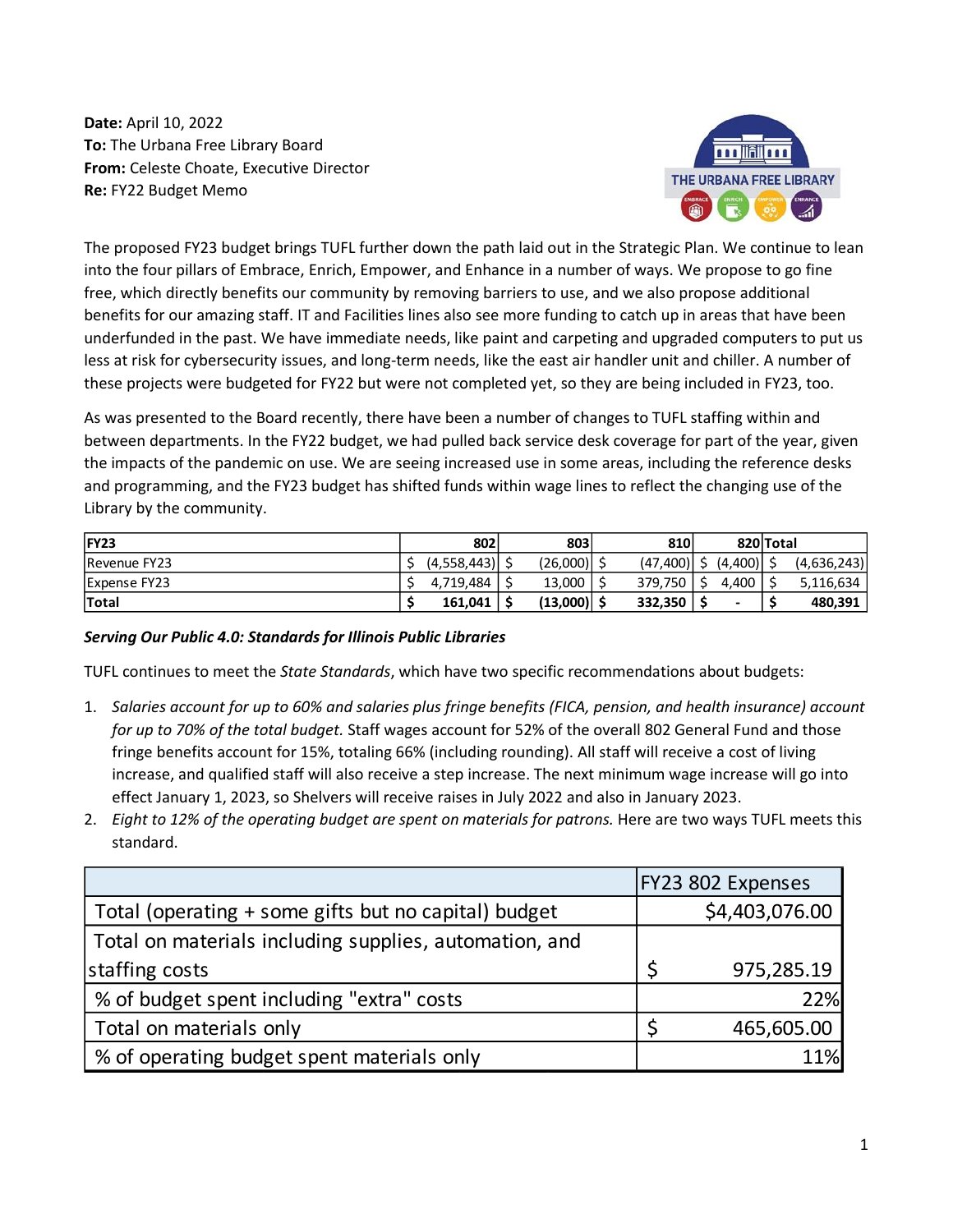**Date:** April 10, 2022
**To:** The Urbana Free Library Board
**From:** Celeste Choate, Executive Director
**Re:** FY22 Budget Memo

The proposed FY23 budget brings TUFL further down the path laid out in the Strategic Plan. We continue to lean into the four pillars of Embrace, Enrich, Empower, and Enhance in a number of ways. We propose to go fine free, which directly benefits our community by removing barriers to use, and we also propose additional benefits for our amazing staff. IT and Facilities lines also see more funding to catch up in areas that have been underfunded in the past. We have immediate needs, like paint and carpeting and upgraded computers to put us less at risk for cybersecurity issues, and long-term needs, like the east air handler unit and chiller. A number of these projects were budgeted for FY22 but were not completed yet, so they are being included in FY23, too.

As was presented to the Board recently, there have been a number of changes to TUFL staffing within and between departments. In the FY22 budget, we had pulled back service desk coverage for part of the year, given the impacts of the pandemic on use. We are seeing increased use in some areas, including the reference desks and programming, and the FY23 budget has shifted funds within wage lines to reflect the changing use of the Library by the community.

| **FY23** | **802** | **803** | **810** | **820** | **Total** |
|---|---|---|---|---|---|
| Revenue FY23 | $ (4,558,443) | $ (26,000) | $ (47,400) | $ (4,400) | $ (4,636,243) |
| Expense FY23 | $ 4,719,484 | $ 13,000 | $ 379,750 | $ 4,400 | $ 5,116,634 |
| **Total** | **$ 161,041** | **$ (13,000)** | **$ 332,350** | **$ -** | **$ 480,391** |

***Serving Our Public 4.0: Standards for Illinois Public Libraries***

TUFL continues to meet the *State Standards*, which have two specific recommendations about budgets:

1. *Salaries account for up to 60% and salaries plus fringe benefits (FICA, pension, and health insurance) account for up to 70% of the total budget.* Staff wages account for 52% of the overall 802 General Fund and those fringe benefits account for 15%, totaling 66% (including rounding). All staff will receive a cost of living increase, and qualified staff will also receive a step increase. The next minimum wage increase will go into effect January 1, 2023, so Shelvers will receive raises in July 2022 and also in January 2023.
2. *Eight to 12% of the operating budget are spent on materials for patrons.* Here are two ways TUFL meets this standard.

| | FY23 802 Expenses |
|---|---|
| Total (operating + some gifts but no capital) budget | $4,403,076.00 |
| Total on materials including supplies, automation, and staffing costs | $ 975,285.19 |
| % of budget spent including "extra" costs | 22% |
| Total on materials only | $ 465,605.00 |
| % of operating budget spent materials only | 11% |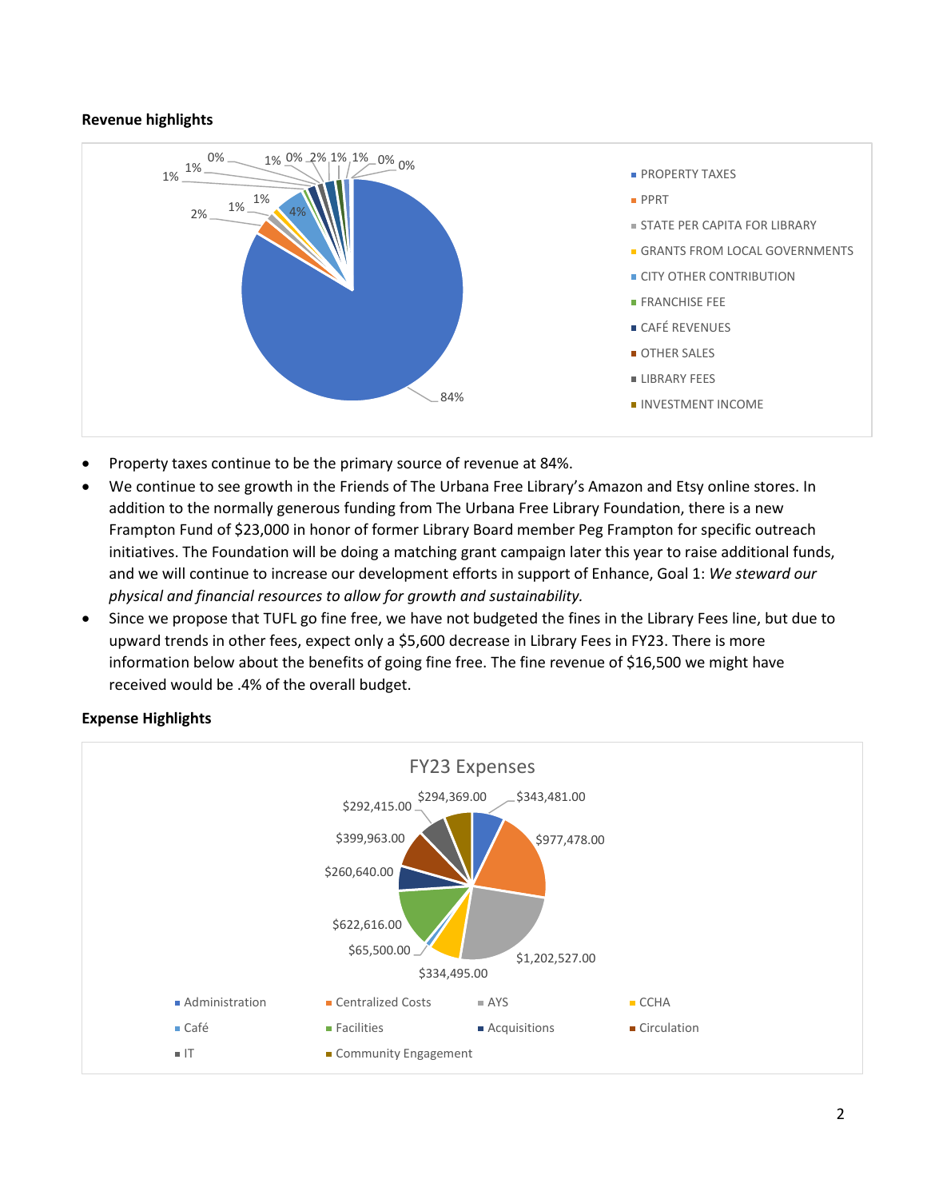**Revenue highlights**

- Property taxes continue to be the primary source of revenue at 84%.
- We continue to see growth in the Friends of The Urbana Free Library's Amazon and Etsy online stores. In addition to the normally generous funding from The Urbana Free Library Foundation, there is a new Frampton Fund of $23,000 in honor of former Library Board member Peg Frampton for specific outreach initiatives. The Foundation will be doing a matching grant campaign later this year to raise additional funds, and we will continue to increase our development efforts in support of Enhance, Goal 1: *We steward our physical and financial resources to allow for growth and sustainability.*
- Since we propose that TUFL go fine free, we have not budgeted the fines in the Library Fees line, but due to upward trends in other fees, expect only a $5,600 decrease in Library Fees in FY23. There is more information below about the benefits of going fine free. The fine revenue of $16,500 we might have received would be .4% of the overall budget.

**Expense Highlights**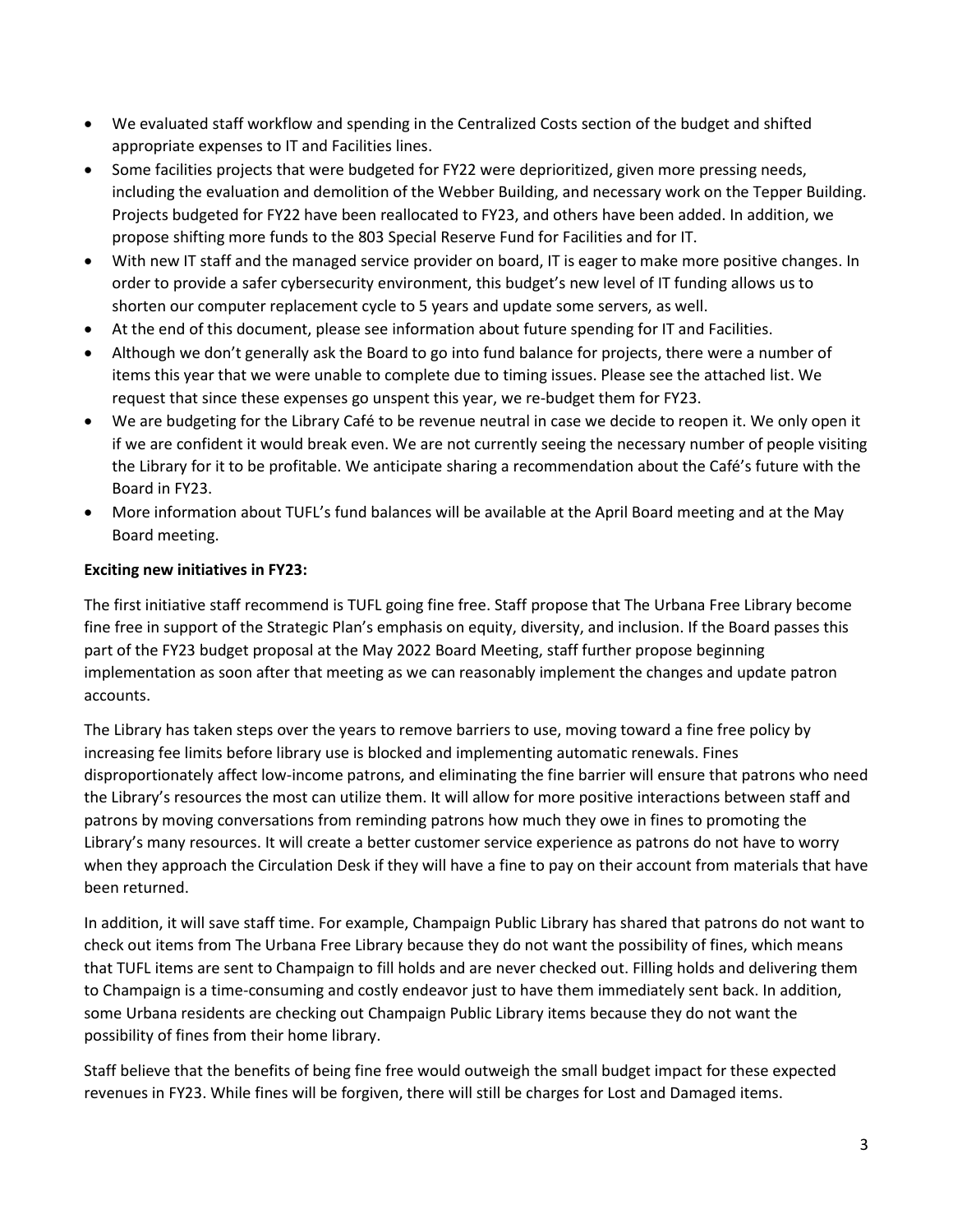- We evaluated staff workflow and spending in the Centralized Costs section of the budget and shifted appropriate expenses to IT and Facilities lines.
- Some facilities projects that were budgeted for FY22 were deprioritized, given more pressing needs, including the evaluation and demolition of the Webber Building, and necessary work on the Tepper Building. Projects budgeted for FY22 have been reallocated to FY23, and others have been added. In addition, we propose shifting more funds to the 803 Special Reserve Fund for Facilities and for IT.
- With new IT staff and the managed service provider on board, IT is eager to make more positive changes. In order to provide a safer cybersecurity environment, this budget's new level of IT funding allows us to shorten our computer replacement cycle to 5 years and update some servers, as well.
- At the end of this document, please see information about future spending for IT and Facilities.
- Although we don't generally ask the Board to go into fund balance for projects, there were a number of items this year that we were unable to complete due to timing issues. Please see the attached list. We request that since these expenses go unspent this year, we re-budget them for FY23.
- We are budgeting for the Library Café to be revenue neutral in case we decide to reopen it. We only open it if we are confident it would break even. We are not currently seeing the necessary number of people visiting the Library for it to be profitable. We anticipate sharing a recommendation about the Café's future with the Board in FY23.
- More information about TUFL's fund balances will be available at the April Board meeting and at the May Board meeting.

**Exciting new initiatives in FY23:**

The first initiative staff recommend is TUFL going fine free. Staff propose that The Urbana Free Library become fine free in support of the Strategic Plan's emphasis on equity, diversity, and inclusion. If the Board passes this part of the FY23 budget proposal at the May 2022 Board Meeting, staff further propose beginning implementation as soon after that meeting as we can reasonably implement the changes and update patron accounts.

The Library has taken steps over the years to remove barriers to use, moving toward a fine free policy by increasing fee limits before library use is blocked and implementing automatic renewals. Fines disproportionately affect low-income patrons, and eliminating the fine barrier will ensure that patrons who need the Library's resources the most can utilize them. It will allow for more positive interactions between staff and patrons by moving conversations from reminding patrons how much they owe in fines to promoting the Library's many resources. It will create a better customer service experience as patrons do not have to worry when they approach the Circulation Desk if they will have a fine to pay on their account from materials that have been returned.

In addition, it will save staff time. For example, Champaign Public Library has shared that patrons do not want to check out items from The Urbana Free Library because they do not want the possibility of fines, which means that TUFL items are sent to Champaign to fill holds and are never checked out. Filling holds and delivering them to Champaign is a time-consuming and costly endeavor just to have them immediately sent back. In addition, some Urbana residents are checking out Champaign Public Library items because they do not want the possibility of fines from their home library.

Staff believe that the benefits of being fine free would outweigh the small budget impact for these expected revenues in FY23. While fines will be forgiven, there will still be charges for Lost and Damaged items.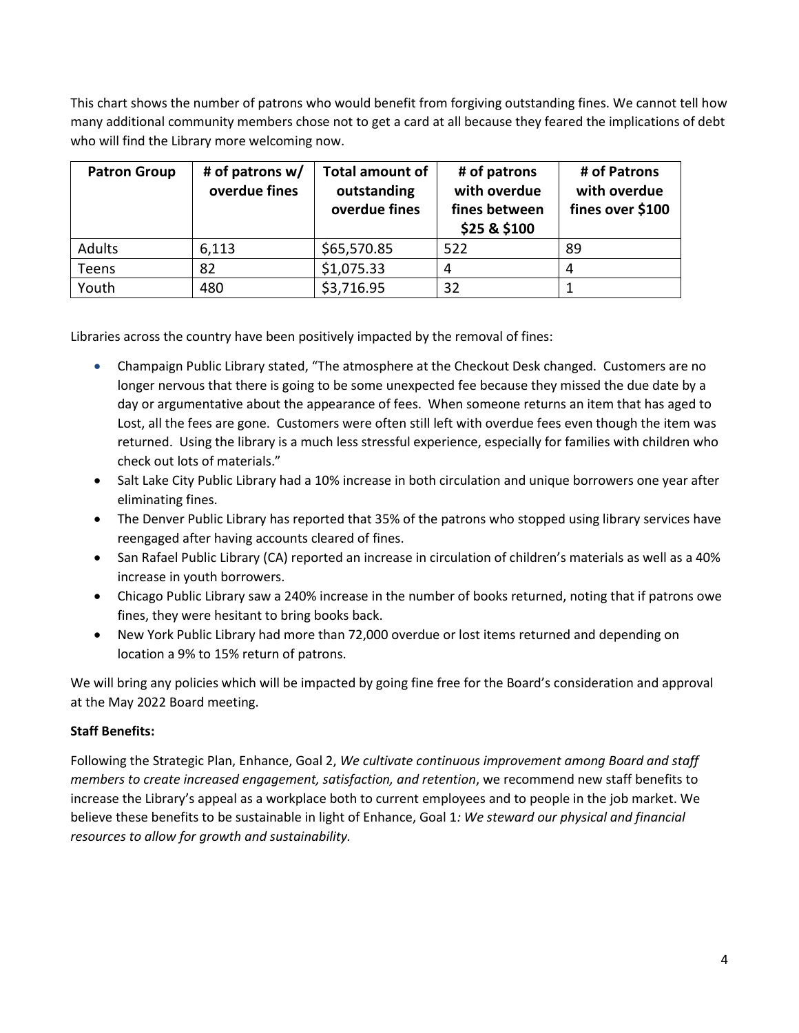This chart shows the number of patrons who would benefit from forgiving outstanding fines. We cannot tell how many additional community members chose not to get a card at all because they feared the implications of debt who will find the Library more welcoming now.

| Patron Group | # of patrons w/ overdue fines | Total amount of outstanding overdue fines | # of patrons with overdue fines between $25 & $100 | # of Patrons with overdue fines over $100 |
|---|---|---|---|---|
| Adults | 6,113 | $65,570.85 | 522 | 89 |
| Teens | 82 | $1,075.33 | 4 | 4 |
| Youth | 480 | $3,716.95 | 32 | 1 |

Libraries across the country have been positively impacted by the removal of fines:

- Champaign Public Library stated, "The atmosphere at the Checkout Desk changed. Customers are no longer nervous that there is going to be some unexpected fee because they missed the due date by a day or argumentative about the appearance of fees. When someone returns an item that has aged to Lost, all the fees are gone. Customers were often still left with overdue fees even though the item was returned. Using the library is a much less stressful experience, especially for families with children who check out lots of materials."
- Salt Lake City Public Library had a 10% increase in both circulation and unique borrowers one year after eliminating fines.
- The Denver Public Library has reported that 35% of the patrons who stopped using library services have reengaged after having accounts cleared of fines.
- San Rafael Public Library (CA) reported an increase in circulation of children's materials as well as a 40% increase in youth borrowers.
- Chicago Public Library saw a 240% increase in the number of books returned, noting that if patrons owe fines, they were hesitant to bring books back.
- New York Public Library had more than 72,000 overdue or lost items returned and depending on location a 9% to 15% return of patrons.

We will bring any policies which will be impacted by going fine free for the Board's consideration and approval at the May 2022 Board meeting.

**Staff Benefits:**

Following the Strategic Plan, Enhance, Goal 2, *We cultivate continuous improvement among Board and staff members to create increased engagement, satisfaction, and retention*, we recommend new staff benefits to increase the Library's appeal as a workplace both to current employees and to people in the job market. We believe these benefits to be sustainable in light of Enhance, Goal 1*: We steward our physical and financial resources to allow for growth and sustainability.*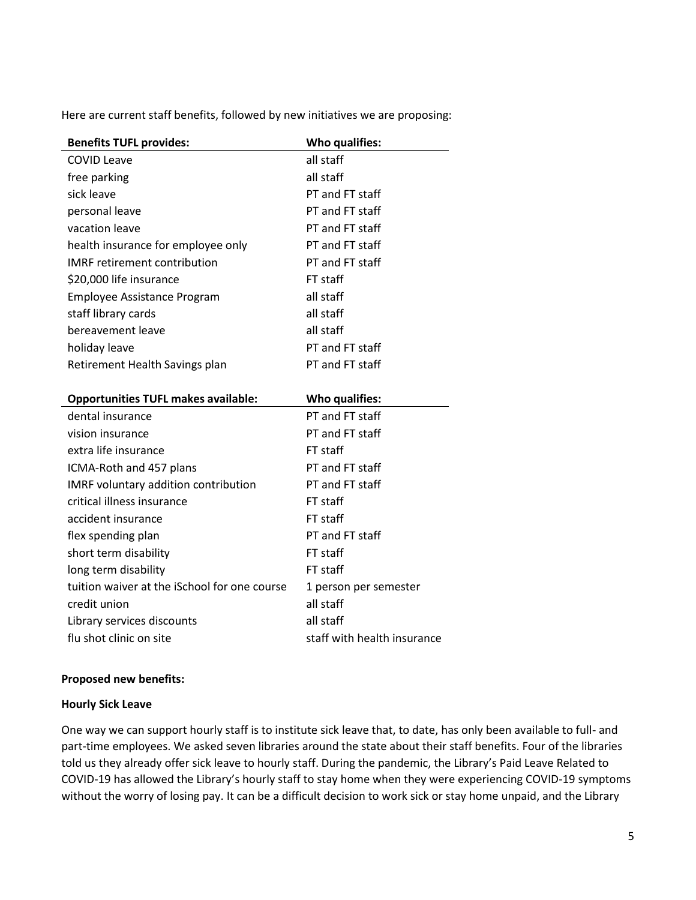Here are current staff benefits, followed by new initiatives we are proposing:

| Benefits TUFL provides: | Who qualifies: |
|---|---|
| COVID Leave | all staff |
| free parking | all staff |
| sick leave | PT and FT staff |
| personal leave | PT and FT staff |
| vacation leave | PT and FT staff |
| health insurance for employee only | PT and FT staff |
| IMRF retirement contribution | PT and FT staff |
| $20,000 life insurance | FT staff |
| Employee Assistance Program | all staff |
| staff library cards | all staff |
| bereavement leave | all staff |
| holiday leave | PT and FT staff |
| Retirement Health Savings plan | PT and FT staff |

| Opportunities TUFL makes available: | Who qualifies: |
|---|---|
| dental insurance | PT and FT staff |
| vision insurance | PT and FT staff |
| extra life insurance | FT staff |
| ICMA-Roth and 457 plans | PT and FT staff |
| IMRF voluntary addition contribution | PT and FT staff |
| critical illness insurance | FT staff |
| accident insurance | FT staff |
| flex spending plan | PT and FT staff |
| short term disability | FT staff |
| long term disability | FT staff |
| tuition waiver at the iSchool for one course | 1 person per semester |
| credit union | all staff |
| Library services discounts | all staff |
| flu shot clinic on site | staff with health insurance |

**Proposed new benefits:**

**Hourly Sick Leave**

One way we can support hourly staff is to institute sick leave that, to date, has only been available to full- and part-time employees. We asked seven libraries around the state about their staff benefits. Four of the libraries told us they already offer sick leave to hourly staff. During the pandemic, the Library's Paid Leave Related to COVID-19 has allowed the Library's hourly staff to stay home when they were experiencing COVID-19 symptoms without the worry of losing pay. It can be a difficult decision to work sick or stay home unpaid, and the Library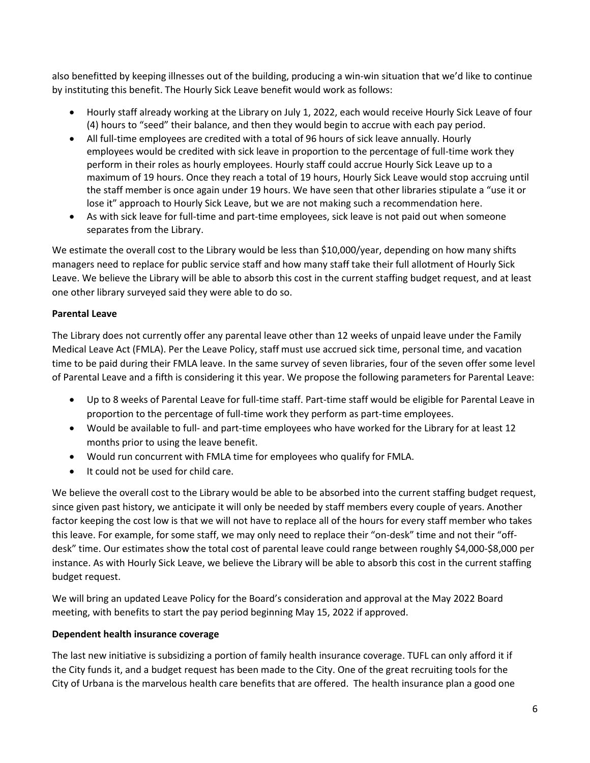also benefitted by keeping illnesses out of the building, producing a win-win situation that we'd like to continue by instituting this benefit. The Hourly Sick Leave benefit would work as follows:

- Hourly staff already working at the Library on July 1, 2022, each would receive Hourly Sick Leave of four (4) hours to "seed" their balance, and then they would begin to accrue with each pay period.
- All full-time employees are credited with a total of 96 hours of sick leave annually. Hourly employees would be credited with sick leave in proportion to the percentage of full-time work they perform in their roles as hourly employees. Hourly staff could accrue Hourly Sick Leave up to a maximum of 19 hours. Once they reach a total of 19 hours, Hourly Sick Leave would stop accruing until the staff member is once again under 19 hours. We have seen that other libraries stipulate a "use it or lose it" approach to Hourly Sick Leave, but we are not making such a recommendation here.
- As with sick leave for full-time and part-time employees, sick leave is not paid out when someone separates from the Library.

We estimate the overall cost to the Library would be less than $10,000/year, depending on how many shifts managers need to replace for public service staff and how many staff take their full allotment of Hourly Sick Leave. We believe the Library will be able to absorb this cost in the current staffing budget request, and at least one other library surveyed said they were able to do so.

**Parental Leave**

The Library does not currently offer any parental leave other than 12 weeks of unpaid leave under the Family Medical Leave Act (FMLA). Per the Leave Policy, staff must use accrued sick time, personal time, and vacation time to be paid during their FMLA leave. In the same survey of seven libraries, four of the seven offer some level of Parental Leave and a fifth is considering it this year. We propose the following parameters for Parental Leave:

- Up to 8 weeks of Parental Leave for full-time staff. Part-time staff would be eligible for Parental Leave in proportion to the percentage of full-time work they perform as part-time employees.
- Would be available to full- and part-time employees who have worked for the Library for at least 12 months prior to using the leave benefit.
- Would run concurrent with FMLA time for employees who qualify for FMLA.
- It could not be used for child care.

We believe the overall cost to the Library would be able to be absorbed into the current staffing budget request, since given past history, we anticipate it will only be needed by staff members every couple of years. Another factor keeping the cost low is that we will not have to replace all of the hours for every staff member who takes this leave. For example, for some staff, we may only need to replace their "on-desk" time and not their "off-desk" time. Our estimates show the total cost of parental leave could range between roughly $4,000-$8,000 per instance. As with Hourly Sick Leave, we believe the Library will be able to absorb this cost in the current staffing budget request.

We will bring an updated Leave Policy for the Board's consideration and approval at the May 2022 Board meeting, with benefits to start the pay period beginning May 15, 2022 if approved.

**Dependent health insurance coverage**

The last new initiative is subsidizing a portion of family health insurance coverage. TUFL can only afford it if the City funds it, and a budget request has been made to the City. One of the great recruiting tools for the City of Urbana is the marvelous health care benefits that are offered. The health insurance plan a good one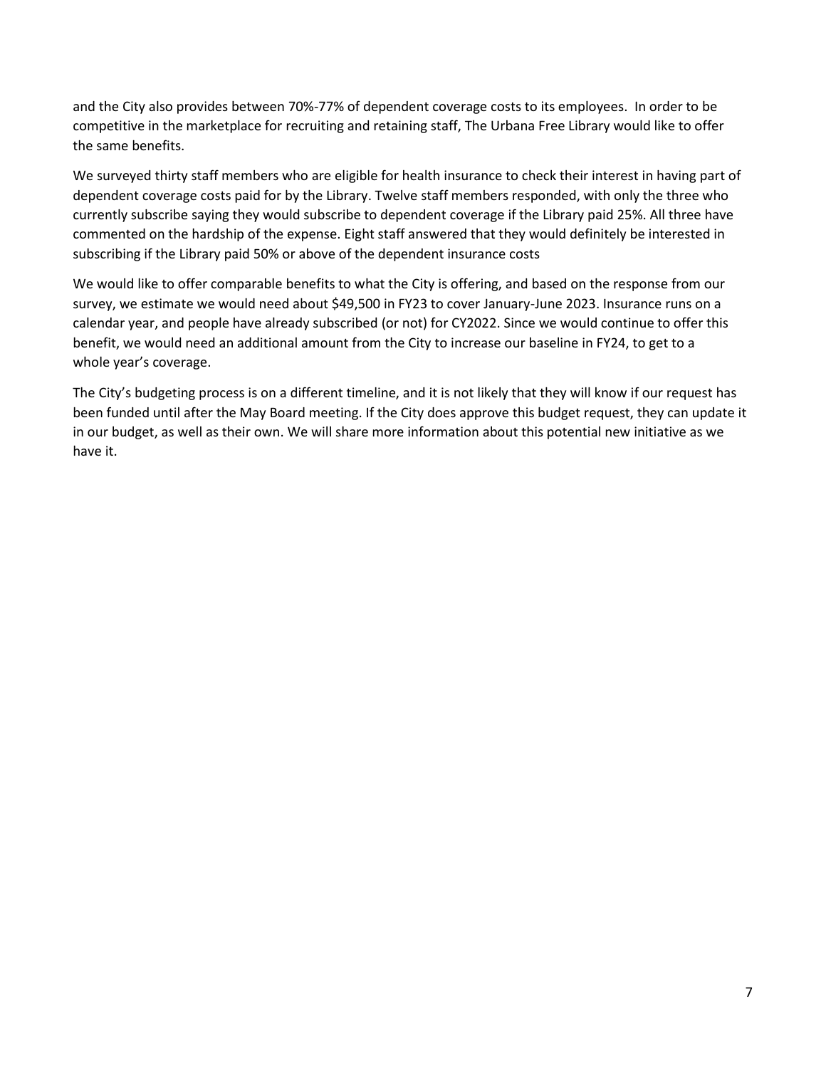and the City also provides between 70%-77% of dependent coverage costs to its employees. In order to be competitive in the marketplace for recruiting and retaining staff, The Urbana Free Library would like to offer the same benefits.

We surveyed thirty staff members who are eligible for health insurance to check their interest in having part of dependent coverage costs paid for by the Library. Twelve staff members responded, with only the three who currently subscribe saying they would subscribe to dependent coverage if the Library paid 25%. All three have commented on the hardship of the expense. Eight staff answered that they would definitely be interested in subscribing if the Library paid 50% or above of the dependent insurance costs

We would like to offer comparable benefits to what the City is offering, and based on the response from our survey, we estimate we would need about $49,500 in FY23 to cover January-June 2023. Insurance runs on a calendar year, and people have already subscribed (or not) for CY2022. Since we would continue to offer this benefit, we would need an additional amount from the City to increase our baseline in FY24, to get to a whole year's coverage.

The City's budgeting process is on a different timeline, and it is not likely that they will know if our request has been funded until after the May Board meeting. If the City does approve this budget request, they can update it in our budget, as well as their own. We will share more information about this potential new initiative as we have it.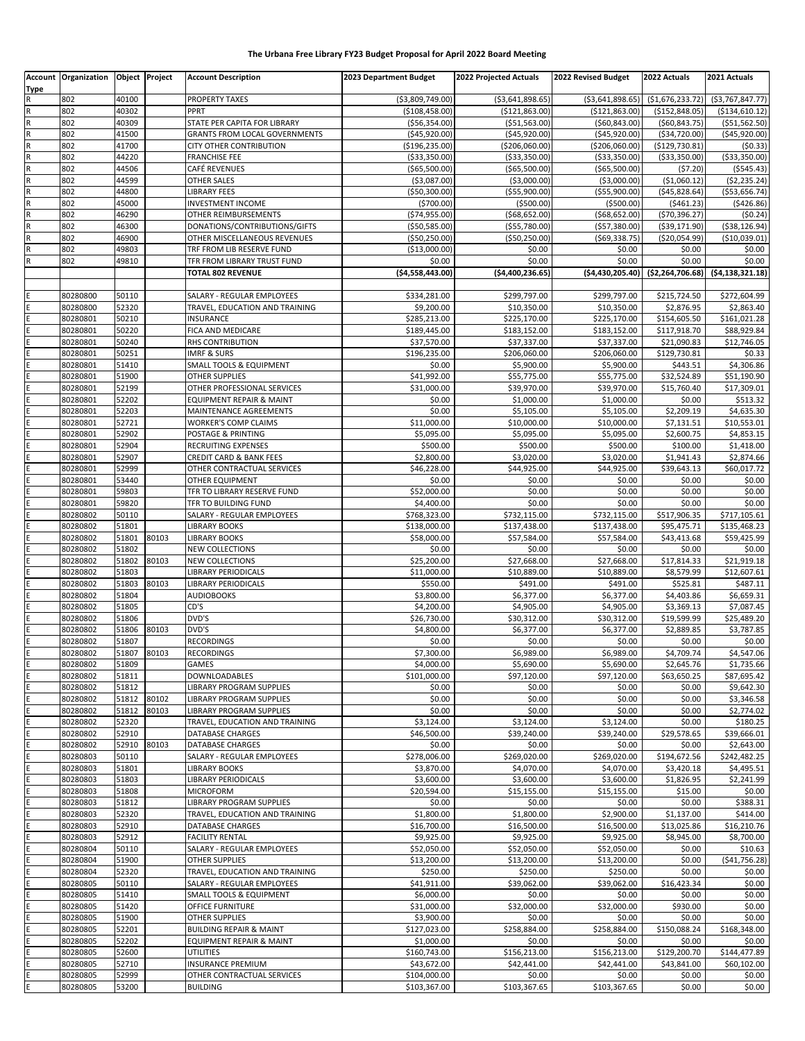# The Urbana Free Library FY23 Budget Proposal for April 2022 Board Meeting

| Account Type | Organization | Object | Project | Account Description | 2023 Department Budget | 2022 Projected Actuals | 2022 Revised Budget | 2022 Actuals | 2021 Actuals |
|---|---|---|---|---|---|---|---|---|---|
| R | 802 | 40100 | | PROPERTY TAXES | ($3,809,749.00) | ($3,641,898.65) | ($3,641,898.65) | ($1,676,233.72) | ($3,767,847.77) |
| R | 802 | 40302 | | PPRT | ($108,458.00) | ($121,863.00) | ($121,863.00) | ($152,848.05) | ($134,610.12) |
| R | 802 | 40309 | | STATE PER CAPITA FOR LIBRARY | ($56,354.00) | ($51,563.00) | ($60,843.00) | ($60,843.75) | ($51,562.50) |
| R | 802 | 41500 | | GRANTS FROM LOCAL GOVERNMENTS | ($45,920.00) | ($45,920.00) | ($45,920.00) | ($34,720.00) | ($45,920.00) |
| R | 802 | 41700 | | CITY OTHER CONTRIBUTION | ($196,235.00) | ($206,060.00) | ($206,060.00) | ($129,730.81) | ($0.33) |
| R | 802 | 44220 | | FRANCHISE FEE | ($33,350.00) | ($33,350.00) | ($33,350.00) | ($33,350.00) | ($33,350.00) |
| R | 802 | 44506 | | CAFÉ REVENUES | ($65,500.00) | ($65,500.00) | ($65,500.00) | ($7.20) | ($545.43) |
| R | 802 | 44599 | | OTHER SALES | ($3,087.00) | ($3,000.00) | ($3,000.00) | ($1,060.12) | ($2,235.24) |
| R | 802 | 44800 | | LIBRARY FEES | ($50,300.00) | ($55,900.00) | ($55,900.00) | ($45,828.64) | ($53,656.74) |
| R | 802 | 45000 | | INVESTMENT INCOME | ($700.00) | ($500.00) | ($500.00) | ($461.23) | ($426.86) |
| R | 802 | 46290 | | OTHER REIMBURSEMENTS | ($74,955.00) | ($68,652.00) | ($68,652.00) | ($70,396.27) | ($0.24) |
| R | 802 | 46300 | | DONATIONS/CONTRIBUTIONS/GIFTS | ($50,585.00) | ($55,780.00) | ($57,380.00) | ($39,171.90) | ($38,126.94) |
| R | 802 | 46900 | | OTHER MISCELLANEOUS REVENUES | ($50,250.00) | ($50,250.00) | ($69,338.75) | ($20,054.99) | ($10,039.01) |
| R | 802 | 49803 | | TRF FROM LIB RESERVE FUND | ($13,000.00) | $0.00 | $0.00 | $0.00 | $0.00 |
| R | 802 | 49810 | | TFR FROM LIBRARY TRUST FUND | $0.00 | $0.00 | $0.00 | $0.00 | $0.00 |
| | | | | **TOTAL 802 REVENUE** | **($4,558,443.00)** | **($4,400,236.65)** | **($4,430,205.40)** | **($2,264,706.68)** | **($4,138,321.18)** |
| | | | | | | | | | |
| E | 80280800 | 50110 | | SALARY - REGULAR EMPLOYEES | $334,281.00 | $299,797.00 | $299,797.00 | $215,724.50 | $272,604.99 |
| E | 80280800 | 52320 | | TRAVEL, EDUCATION AND TRAINING | $9,200.00 | $10,350.00 | $10,350.00 | $2,876.95 | $2,863.40 |
| E | 80280801 | 50210 | | INSURANCE | $285,213.00 | $225,170.00 | $225,170.00 | $154,605.50 | $161,021.28 |
| E | 80280801 | 50220 | | FICA AND MEDICARE | $189,445.00 | $183,152.00 | $183,152.00 | $117,918.70 | $88,929.84 |
| E | 80280801 | 50240 | | RHS CONTRIBUTION | $37,570.00 | $37,337.00 | $37,337.00 | $21,090.83 | $12,746.05 |
| E | 80280801 | 50251 | | IMRF & SURS | $196,235.00 | $206,060.00 | $206,060.00 | $129,730.81 | $0.33 |
| E | 80280801 | 51410 | | SMALL TOOLS & EQUIPMENT | $0.00 | $5,900.00 | $5,900.00 | $443.51 | $4,306.86 |
| E | 80280801 | 51900 | | OTHER SUPPLIES | $41,992.00 | $55,775.00 | $55,775.00 | $32,524.89 | $51,190.90 |
| E | 80280801 | 52199 | | OTHER PROFESSIONAL SERVICES | $31,000.00 | $39,970.00 | $39,970.00 | $15,760.40 | $17,309.01 |
| E | 80280801 | 52202 | | EQUIPMENT REPAIR & MAINT | $0.00 | $1,000.00 | $1,000.00 | $0.00 | $513.32 |
| E | 80280801 | 52203 | | MAINTENANCE AGREEMENTS | $0.00 | $5,105.00 | $5,105.00 | $2,209.19 | $4,635.30 |
| E | 80280801 | 52721 | | WORKER'S COMP CLAIMS | $11,000.00 | $10,000.00 | $10,000.00 | $7,131.51 | $10,553.01 |
| E | 80280801 | 52902 | | POSTAGE & PRINTING | $5,095.00 | $5,095.00 | $5,095.00 | $2,600.75 | $4,853.15 |
| E | 80280801 | 52904 | | RECRUITING EXPENSES | $500.00 | $500.00 | $500.00 | $100.00 | $1,418.00 |
| E | 80280801 | 52907 | | CREDIT CARD & BANK FEES | $2,800.00 | $3,020.00 | $3,020.00 | $1,941.43 | $2,874.66 |
| E | 80280801 | 52999 | | OTHER CONTRACTUAL SERVICES | $46,228.00 | $44,925.00 | $44,925.00 | $39,643.13 | $60,017.72 |
| E | 80280801 | 53440 | | OTHER EQUIPMENT | $0.00 | $0.00 | $0.00 | $0.00 | $0.00 |
| E | 80280801 | 59803 | | TFR TO LIBRARY RESERVE FUND | $52,000.00 | $0.00 | $0.00 | $0.00 | $0.00 |
| E | 80280801 | 59820 | | TFR TO BUILDING FUND | $4,400.00 | $0.00 | $0.00 | $0.00 | $0.00 |
| E | 80280802 | 50110 | | SALARY - REGULAR EMPLOYEES | $768,323.00 | $732,115.00 | $732,115.00 | $517,906.35 | $717,105.61 |
| E | 80280802 | 51801 | | LIBRARY BOOKS | $138,000.00 | $137,438.00 | $137,438.00 | $95,475.71 | $135,468.23 |
| E | 80280802 | 51801 | 80103 | LIBRARY BOOKS | $58,000.00 | $57,584.00 | $57,584.00 | $43,413.68 | $59,425.99 |
| E | 80280802 | 51802 | | NEW COLLECTIONS | $0.00 | $0.00 | $0.00 | $0.00 | $0.00 |
| E | 80280802 | 51802 | 80103 | NEW COLLECTIONS | $25,200.00 | $27,668.00 | $27,668.00 | $17,814.33 | $21,919.18 |
| E | 80280802 | 51803 | | LIBRARY PERIODICALS | $11,000.00 | $10,889.00 | $10,889.00 | $8,579.99 | $12,607.61 |
| E | 80280802 | 51803 | 80103 | LIBRARY PERIODICALS | $550.00 | $491.00 | $491.00 | $525.81 | $487.11 |
| E | 80280802 | 51804 | | AUDIOBOOKS | $3,800.00 | $6,377.00 | $6,377.00 | $4,403.86 | $6,659.31 |
| E | 80280802 | 51805 | | CD'S | $4,200.00 | $4,905.00 | $4,905.00 | $3,369.13 | $7,087.45 |
| E | 80280802 | 51806 | | DVD'S | $26,730.00 | $30,312.00 | $30,312.00 | $19,599.99 | $25,489.20 |
| E | 80280802 | 51806 | 80103 | DVD'S | $4,800.00 | $6,377.00 | $6,377.00 | $2,889.85 | $3,787.85 |
| E | 80280802 | 51807 | | RECORDINGS | $0.00 | $0.00 | $0.00 | $0.00 | $0.00 |
| E | 80280802 | 51807 | 80103 | RECORDINGS | $7,300.00 | $6,989.00 | $6,989.00 | $4,709.74 | $4,547.06 |
| E | 80280802 | 51809 | | GAMES | $4,000.00 | $5,690.00 | $5,690.00 | $2,645.76 | $1,735.66 |
| E | 80280802 | 51811 | | DOWNLOADABLES | $101,000.00 | $97,120.00 | $97,120.00 | $63,650.25 | $87,695.42 |
| E | 80280802 | 51812 | | LIBRARY PROGRAM SUPPLIES | $0.00 | $0.00 | $0.00 | $0.00 | $9,642.30 |
| E | 80280802 | 51812 | 80102 | LIBRARY PROGRAM SUPPLIES | $0.00 | $0.00 | $0.00 | $0.00 | $3,346.58 |
| E | 80280802 | 51812 | 80103 | LIBRARY PROGRAM SUPPLIES | $0.00 | $0.00 | $0.00 | $0.00 | $2,774.02 |
| E | 80280802 | 52320 | | TRAVEL, EDUCATION AND TRAINING | $3,124.00 | $3,124.00 | $3,124.00 | $0.00 | $180.25 |
| E | 80280802 | 52910 | | DATABASE CHARGES | $46,500.00 | $39,240.00 | $39,240.00 | $29,578.65 | $39,666.01 |
| E | 80280802 | 52910 | 80103 | DATABASE CHARGES | $0.00 | $0.00 | $0.00 | $0.00 | $2,643.00 |
| E | 80280803 | 50110 | | SALARY - REGULAR EMPLOYEES | $278,006.00 | $269,020.00 | $269,020.00 | $194,672.56 | $242,482.25 |
| E | 80280803 | 51801 | | LIBRARY BOOKS | $3,870.00 | $4,070.00 | $4,070.00 | $3,420.18 | $4,495.51 |
| E | 80280803 | 51803 | | LIBRARY PERIODICALS | $3,600.00 | $3,600.00 | $3,600.00 | $1,826.95 | $2,241.99 |
| E | 80280803 | 51808 | | MICROFORM | $20,594.00 | $15,155.00 | $15,155.00 | $15.00 | $0.00 |
| E | 80280803 | 51812 | | LIBRARY PROGRAM SUPPLIES | $0.00 | $0.00 | $0.00 | $0.00 | $388.31 |
| E | 80280803 | 52320 | | TRAVEL, EDUCATION AND TRAINING | $1,800.00 | $1,800.00 | $2,900.00 | $1,137.00 | $414.00 |
| E | 80280803 | 52910 | | DATABASE CHARGES | $16,700.00 | $16,500.00 | $16,500.00 | $13,025.86 | $16,210.76 |
| E | 80280803 | 52912 | | FACILITY RENTAL | $9,925.00 | $9,925.00 | $9,925.00 | $8,945.00 | $8,700.00 |
| E | 80280804 | 50110 | | SALARY - REGULAR EMPLOYEES | $52,050.00 | $52,050.00 | $52,050.00 | $0.00 | $10.63 |
| E | 80280804 | 51900 | | OTHER SUPPLIES | $13,200.00 | $13,200.00 | $13,200.00 | $0.00 | ($41,756.28) |
| E | 80280804 | 52320 | | TRAVEL, EDUCATION AND TRAINING | $250.00 | $250.00 | $250.00 | $0.00 | $0.00 |
| E | 80280805 | 50110 | | SALARY - REGULAR EMPLOYEES | $41,911.00 | $39,062.00 | $39,062.00 | $16,423.34 | $0.00 |
| E | 80280805 | 51410 | | SMALL TOOLS & EQUIPMENT | $6,000.00 | $0.00 | $0.00 | $0.00 | $0.00 |
| E | 80280805 | 51420 | | OFFICE FURNITURE | $31,000.00 | $32,000.00 | $32,000.00 | $930.00 | $0.00 |
| E | 80280805 | 51900 | | OTHER SUPPLIES | $3,900.00 | $0.00 | $0.00 | $0.00 | $0.00 |
| E | 80280805 | 52201 | | BUILDING REPAIR & MAINT | $127,023.00 | $258,884.00 | $258,884.00 | $150,088.24 | $168,348.00 |
| E | 80280805 | 52202 | | EQUIPMENT REPAIR & MAINT | $1,000.00 | $0.00 | $0.00 | $0.00 | $0.00 |
| E | 80280805 | 52600 | | UTILITIES | $160,743.00 | $156,213.00 | $156,213.00 | $129,200.70 | $144,477.89 |
| E | 80280805 | 52710 | | INSURANCE PREMIUM | $43,672.00 | $42,441.00 | $42,441.00 | $43,841.00 | $60,102.00 |
| E | 80280805 | 52999 | | OTHER CONTRACTUAL SERVICES | $104,000.00 | $0.00 | $0.00 | $0.00 | $0.00 |
| E | 80280805 | 53200 | | BUILDING | $103,367.00 | $103,367.65 | $103,367.65 | $0.00 | $0.00 |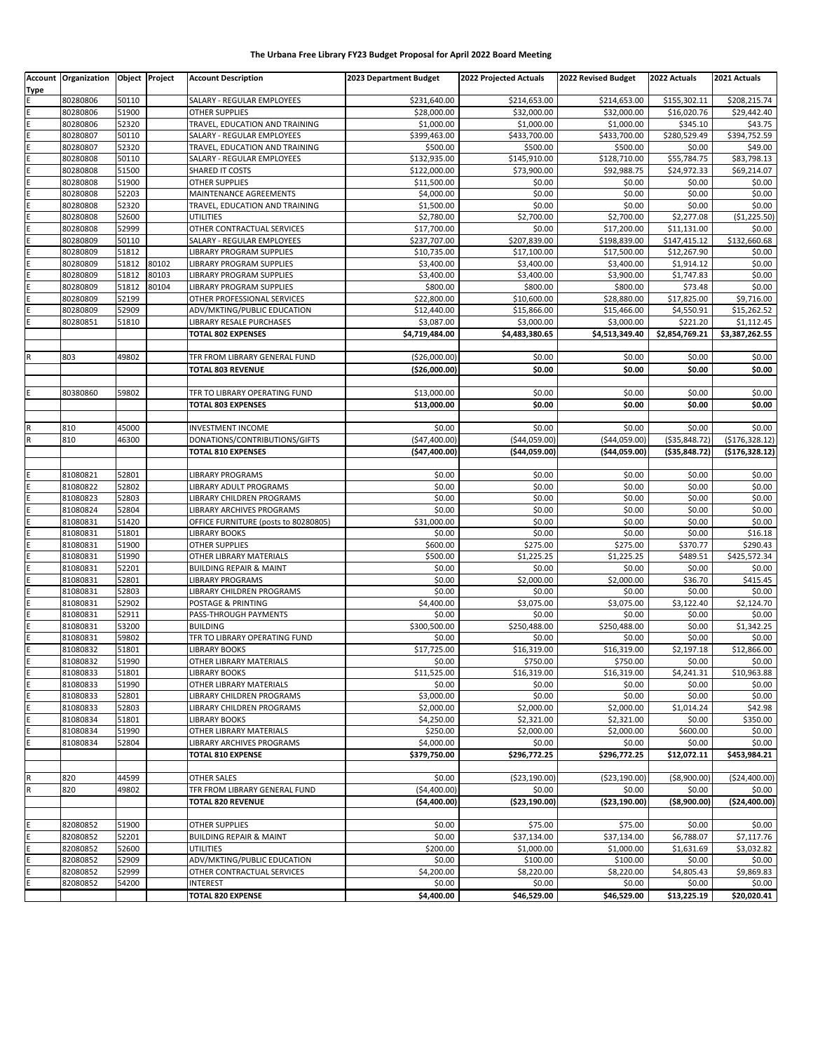**The Urbana Free Library FY23 Budget Proposal for April 2022 Board Meeting**

| Account Type | Organization | Object | Project | Account Description | 2023 Department Budget | 2022 Projected Actuals | 2022 Revised Budget | 2022 Actuals | 2021 Actuals |
|---|---|---|---|---|---|---|---|---|---|
| E | 80280806 | 50110 | | SALARY - REGULAR EMPLOYEES | $231,640.00 | $214,653.00 | $214,653.00 | $155,302.11 | $208,215.74 |
| E | 80280806 | 51900 | | OTHER SUPPLIES | $28,000.00 | $32,000.00 | $32,000.00 | $16,020.76 | $29,442.40 |
| E | 80280806 | 52320 | | TRAVEL, EDUCATION AND TRAINING | $1,000.00 | $1,000.00 | $1,000.00 | $345.10 | $43.75 |
| E | 80280807 | 50110 | | SALARY - REGULAR EMPLOYEES | $399,463.00 | $433,700.00 | $433,700.00 | $280,529.49 | $394,752.59 |
| E | 80280807 | 52320 | | TRAVEL, EDUCATION AND TRAINING | $500.00 | $500.00 | $500.00 | $0.00 | $49.00 |
| E | 80280808 | 50110 | | SALARY - REGULAR EMPLOYEES | $132,935.00 | $145,910.00 | $128,710.00 | $55,784.75 | $83,798.13 |
| E | 80280808 | 51500 | | SHARED IT COSTS | $122,000.00 | $73,900.00 | $92,988.75 | $24,972.33 | $69,214.07 |
| E | 80280808 | 51900 | | OTHER SUPPLIES | $11,500.00 | $0.00 | $0.00 | $0.00 | $0.00 |
| E | 80280808 | 52203 | | MAINTENANCE AGREEMENTS | $4,000.00 | $0.00 | $0.00 | $0.00 | $0.00 |
| E | 80280808 | 52320 | | TRAVEL, EDUCATION AND TRAINING | $1,500.00 | $0.00 | $0.00 | $0.00 | $0.00 |
| E | 80280808 | 52600 | | UTILITIES | $2,780.00 | $2,700.00 | $2,700.00 | $2,277.08 | ($1,225.50) |
| E | 80280808 | 52999 | | OTHER CONTRACTUAL SERVICES | $17,700.00 | $0.00 | $17,200.00 | $11,131.00 | $0.00 |
| E | 80280809 | 50110 | | SALARY - REGULAR EMPLOYEES | $237,707.00 | $207,839.00 | $198,839.00 | $147,415.12 | $132,660.68 |
| E | 80280809 | 51812 | | LIBRARY PROGRAM SUPPLIES | $10,735.00 | $17,100.00 | $17,500.00 | $12,267.90 | $0.00 |
| E | 80280809 | 51812 | 80102 | LIBRARY PROGRAM SUPPLIES | $3,400.00 | $3,400.00 | $3,400.00 | $1,914.12 | $0.00 |
| E | 80280809 | 51812 | 80103 | LIBRARY PROGRAM SUPPLIES | $3,400.00 | $3,400.00 | $3,900.00 | $1,747.83 | $0.00 |
| E | 80280809 | 51812 | 80104 | LIBRARY PROGRAM SUPPLIES | $800.00 | $800.00 | $800.00 | $73.48 | $0.00 |
| E | 80280809 | 52199 | | OTHER PROFESSIONAL SERVICES | $22,800.00 | $10,600.00 | $28,880.00 | $17,825.00 | $9,716.00 |
| E | 80280809 | 52909 | | ADV/MKTING/PUBLIC EDUCATION | $12,440.00 | $15,866.00 | $15,466.00 | $4,550.91 | $15,262.52 |
| E | 80280851 | 51810 | | LIBRARY RESALE PURCHASES | $3,087.00 | $3,000.00 | $3,000.00 | $221.20 | $1,112.45 |
| | | | | **TOTAL 802 EXPENSES** | **$4,719,484.00** | **$4,483,380.65** | **$4,513,349.40** | **$2,854,769.21** | **$3,387,262.55** |
| | | | | | | | | | |
| R | 803 | 49802 | | TFR FROM LIBRARY GENERAL FUND | ($26,000.00) | $0.00 | $0.00 | $0.00 | $0.00 |
| | | | | **TOTAL 803 REVENUE** | **($26,000.00)** | **$0.00** | **$0.00** | **$0.00** | **$0.00** |
| | | | | | | | | | |
| E | 80380860 | 59802 | | TFR TO LIBRARY OPERATING FUND | $13,000.00 | $0.00 | $0.00 | $0.00 | $0.00 |
| | | | | **TOTAL 803 EXPENSES** | **$13,000.00** | **$0.00** | **$0.00** | **$0.00** | **$0.00** |
| | | | | | | | | | |
| R | 810 | 45000 | | INVESTMENT INCOME | $0.00 | $0.00 | $0.00 | $0.00 | $0.00 |
| R | 810 | 46300 | | DONATIONS/CONTRIBUTIONS/GIFTS | ($47,400.00) | ($44,059.00) | ($44,059.00) | ($35,848.72) | ($176,328.12) |
| | | | | **TOTAL 810 EXPENSES** | **($47,400.00)** | **($44,059.00)** | **($44,059.00)** | **($35,848.72)** | **($176,328.12)** |
| | | | | | | | | | |
| E | 81080821 | 52801 | | LIBRARY PROGRAMS | $0.00 | $0.00 | $0.00 | $0.00 | $0.00 |
| E | 81080822 | 52802 | | LIBRARY ADULT PROGRAMS | $0.00 | $0.00 | $0.00 | $0.00 | $0.00 |
| E | 81080823 | 52803 | | LIBRARY CHILDREN PROGRAMS | $0.00 | $0.00 | $0.00 | $0.00 | $0.00 |
| E | 81080824 | 52804 | | LIBRARY ARCHIVES PROGRAMS | $0.00 | $0.00 | $0.00 | $0.00 | $0.00 |
| E | 81080831 | 51420 | | OFFICE FURNITURE (posts to 80280805) | $31,000.00 | $0.00 | $0.00 | $0.00 | $0.00 |
| E | 81080831 | 51801 | | LIBRARY BOOKS | $0.00 | $0.00 | $0.00 | $0.00 | $16.18 |
| E | 81080831 | 51900 | | OTHER SUPPLIES | $600.00 | $275.00 | $275.00 | $370.77 | $290.43 |
| E | 81080831 | 51990 | | OTHER LIBRARY MATERIALS | $500.00 | $1,225.25 | $1,225.25 | $489.51 | $425,572.34 |
| E | 81080831 | 52201 | | BUILDING REPAIR & MAINT | $0.00 | $0.00 | $0.00 | $0.00 | $0.00 |
| E | 81080831 | 52801 | | LIBRARY PROGRAMS | $0.00 | $2,000.00 | $2,000.00 | $36.70 | $415.45 |
| E | 81080831 | 52803 | | LIBRARY CHILDREN PROGRAMS | $0.00 | $0.00 | $0.00 | $0.00 | $0.00 |
| E | 81080831 | 52902 | | POSTAGE & PRINTING | $4,400.00 | $3,075.00 | $3,075.00 | $3,122.40 | $2,124.70 |
| E | 81080831 | 52911 | | PASS-THROUGH PAYMENTS | $0.00 | $0.00 | $0.00 | $0.00 | $0.00 |
| E | 81080831 | 53200 | | BUILDING | $300,500.00 | $250,488.00 | $250,488.00 | $0.00 | $1,342.25 |
| E | 81080831 | 59802 | | TFR TO LIBRARY OPERATING FUND | $0.00 | $0.00 | $0.00 | $0.00 | $0.00 |
| E | 81080832 | 51801 | | LIBRARY BOOKS | $17,725.00 | $16,319.00 | $16,319.00 | $2,197.18 | $12,866.00 |
| E | 81080832 | 51990 | | OTHER LIBRARY MATERIALS | $0.00 | $750.00 | $750.00 | $0.00 | $0.00 |
| E | 81080833 | 51801 | | LIBRARY BOOKS | $11,525.00 | $16,319.00 | $16,319.00 | $4,241.31 | $10,963.88 |
| E | 81080833 | 51990 | | OTHER LIBRARY MATERIALS | $0.00 | $0.00 | $0.00 | $0.00 | $0.00 |
| E | 81080833 | 52801 | | LIBRARY CHILDREN PROGRAMS | $3,000.00 | $0.00 | $0.00 | $0.00 | $0.00 |
| E | 81080833 | 52803 | | LIBRARY CHILDREN PROGRAMS | $2,000.00 | $2,000.00 | $2,000.00 | $1,014.24 | $42.98 |
| E | 81080834 | 51801 | | LIBRARY BOOKS | $4,250.00 | $2,321.00 | $2,321.00 | $0.00 | $350.00 |
| E | 81080834 | 51990 | | OTHER LIBRARY MATERIALS | $250.00 | $2,000.00 | $2,000.00 | $600.00 | $0.00 |
| E | 81080834 | 52804 | | LIBRARY ARCHIVES PROGRAMS | $4,000.00 | $0.00 | $0.00 | $0.00 | $0.00 |
| | | | | **TOTAL 810 EXPENSE** | **$379,750.00** | **$296,772.25** | **$296,772.25** | **$12,072.11** | **$453,984.21** |
| | | | | | | | | | |
| R | 820 | 44599 | | OTHER SALES | $0.00 | ($23,190.00) | ($23,190.00) | ($8,900.00) | ($24,400.00) |
| R | 820 | 49802 | | TFR FROM LIBRARY GENERAL FUND | ($4,400.00) | $0.00 | $0.00 | $0.00 | $0.00 |
| | | | | **TOTAL 820 REVENUE** | **($4,400.00)** | **($23,190.00)** | **($23,190.00)** | **($8,900.00)** | **($24,400.00)** |
| | | | | | | | | | |
| E | 82080852 | 51900 | | OTHER SUPPLIES | $0.00 | $75.00 | $75.00 | $0.00 | $0.00 |
| E | 82080852 | 52201 | | BUILDING REPAIR & MAINT | $0.00 | $37,134.00 | $37,134.00 | $6,788.07 | $7,117.76 |
| E | 82080852 | 52600 | | UTILITIES | $200.00 | $1,000.00 | $1,000.00 | $1,631.69 | $3,032.82 |
| E | 82080852 | 52909 | | ADV/MKTING/PUBLIC EDUCATION | $0.00 | $100.00 | $100.00 | $0.00 | $0.00 |
| E | 82080852 | 52999 | | OTHER CONTRACTUAL SERVICES | $4,200.00 | $8,220.00 | $8,220.00 | $4,805.43 | $9,869.83 |
| E | 82080852 | 54200 | | INTEREST | $0.00 | $0.00 | $0.00 | $0.00 | $0.00 |
| | | | | **TOTAL 820 EXPENSE** | **$4,400.00** | **$46,529.00** | **$46,529.00** | **$13,225.19** | **$20,020.41** |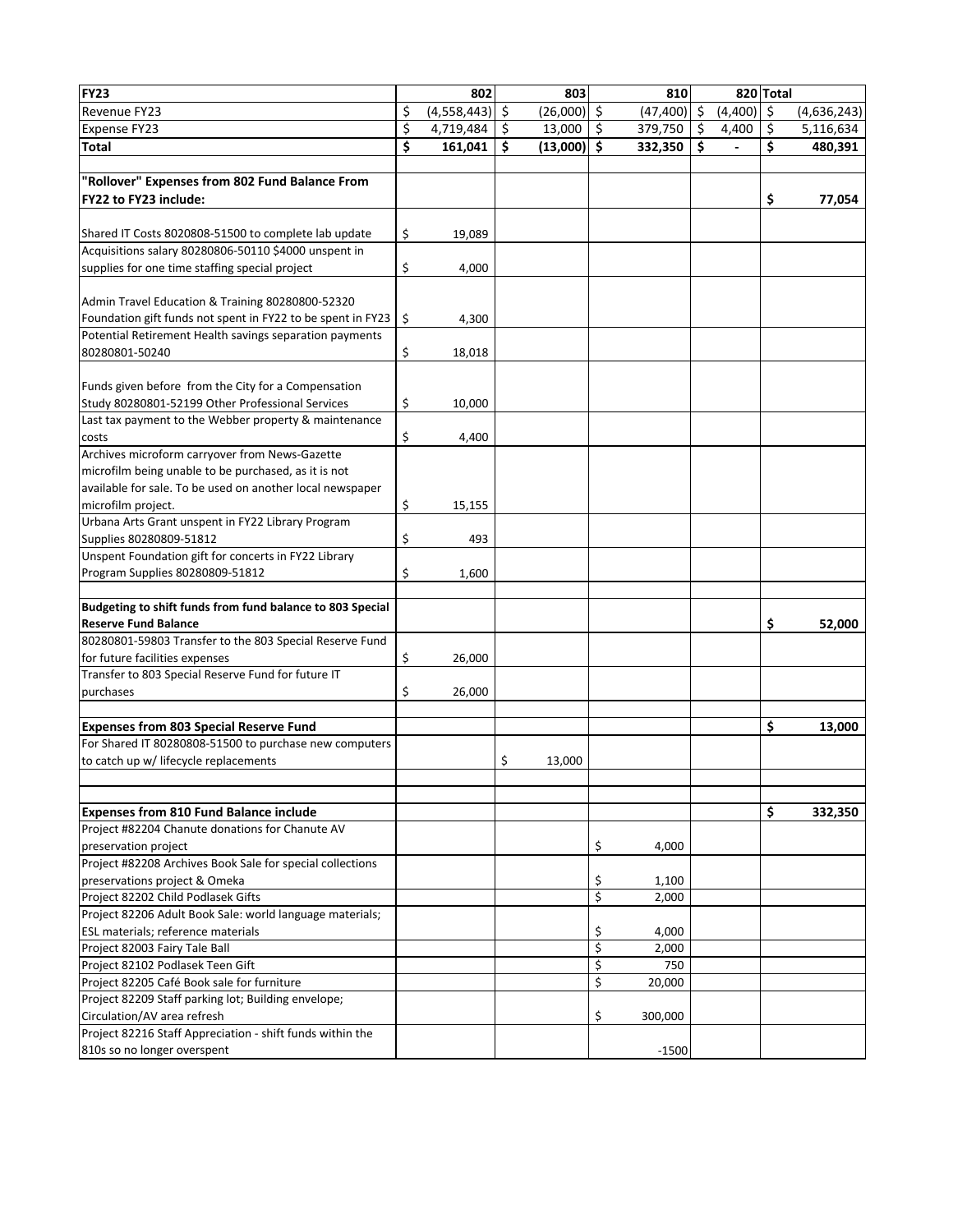| FY23 | 802 | 803 | 810 | 820 | Total |
|---|---|---|---|---|---|
| Revenue FY23 | $ (4,558,443) | $ (26,000) | $ (47,400) | $ (4,400) | $ (4,636,243) |
| Expense FY23 | $ 4,719,484 | $ 13,000 | $ 379,750 | $ 4,400 | $ 5,116,634 |
| **Total** | **$ 161,041** | **$ (13,000)** | **$ 332,350** | **$ -** | **$ 480,391** |
| | | | | | |
| **"Rollover" Expenses from 802 Fund Balance From FY22 to FY23 include:** | | | | | **$ 77,054** |
| Shared IT Costs 8020808-51500 to complete lab update | $ 19,089 | | | | |
| Acquisitions salary 80280806-50110 $4000 unspent in supplies for one time staffing special project | $ 4,000 | | | | |
| Admin Travel Education & Training 80280800-52320 Foundation gift funds not spent in FY22 to be spent in FY23 | $ 4,300 | | | | |
| Potential Retirement Health savings separation payments 80280801-50240 | $ 18,018 | | | | |
| Funds given before from the City for a Compensation Study 80280801-52199 Other Professional Services | $ 10,000 | | | | |
| Last tax payment to the Webber property & maintenance costs | $ 4,400 | | | | |
| Archives microform carryover from News-Gazette microfilm being unable to be purchased, as it is not available for sale. To be used on another local newspaper microfilm project. | $ 15,155 | | | | |
| Urbana Arts Grant unspent in FY22 Library Program Supplies 80280809-51812 | $ 493 | | | | |
| Unspent Foundation gift for concerts in FY22 Library Program Supplies 80280809-51812 | $ 1,600 | | | | |
| | | | | | |
| **Budgeting to shift funds from fund balance to 803 Special Reserve Fund Balance** | | | | | **$ 52,000** |
| 80280801-59803 Transfer to the 803 Special Reserve Fund for future facilities expenses | $ 26,000 | | | | |
| Transfer to 803 Special Reserve Fund for future IT purchases | $ 26,000 | | | | |
| | | | | | |
| **Expenses from 803 Special Reserve Fund** | | | | | **$ 13,000** |
| For Shared IT 80280808-51500 to purchase new computers to catch up w/ lifecycle replacements | | $ 13,000 | | | |
| | | | | | |
| | | | | | |
| **Expenses from 810 Fund Balance include** | | | | | **$ 332,350** |
| Project #82204 Chanute donations for Chanute AV preservation project | | | $ 4,000 | | |
| Project #82208 Archives Book Sale for special collections preservations project & Omeka | | | $ 1,100 | | |
| Project 82202 Child Podlasek Gifts | | | $ 2,000 | | |
| Project 82206 Adult Book Sale: world language materials; ESL materials; reference materials | | | $ 4,000 | | |
| Project 82003 Fairy Tale Ball | | | $ 2,000 | | |
| Project 82102 Podlasek Teen Gift | | | $ 750 | | |
| Project 82205 Café Book sale for furniture | | | $ 20,000 | | |
| Project 82209 Staff parking lot; Building envelope; Circulation/AV area refresh | | | $ 300,000 | | |
| Project 82216 Staff Appreciation - shift funds within the 810s so no longer overspent | | | -1500 | | |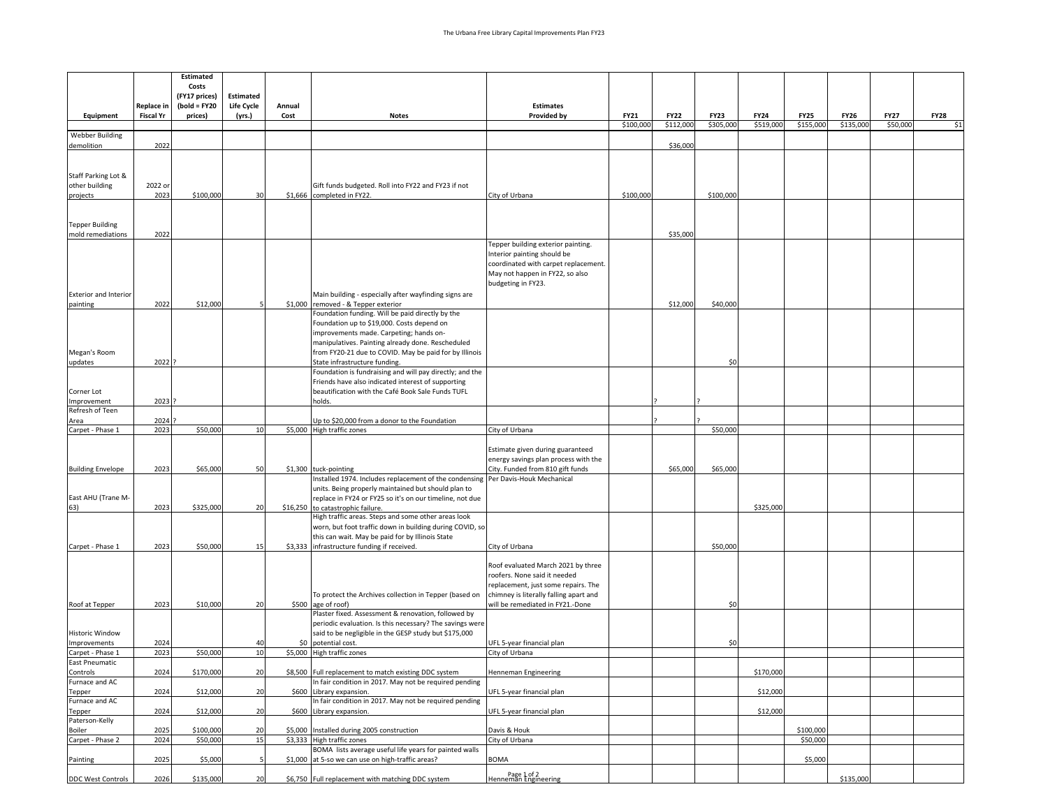The Urbana Free Library Capital Improvements Plan FY23

| Equipment | Replace in Fiscal Yr | Estimated Costs (FY17 prices) (bold = FY20 prices) | Estimated Life Cycle (yrs.) | Annual Cost | Notes | Estimates Provided by | FY21 | FY22 | FY23 | FY24 | FY25 | FY26 | FY27 | FY28 |
|---|---|---|---|---|---|---|---|---|---|---|---|---|---|---|
| | | | | | | | $100,000 | $112,000 | $305,000 | $519,000 | $155,000 | $135,000 | $50,000 | $1 |
| Webber Building demolition | 2022 | | | | | | | $36,000 | | | | | | |
| Staff Parking Lot & other building projects | 2022 or 2023 | $100,000 | 30 | $1,666 | Gift funds budgeted. Roll into FY22 and FY23 if not completed in FY22. | City of Urbana | $100,000 | | $100,000 | | | | | |
| Tepper Building mold remediations | 2022 | | | | | | | $35,000 | | | | | | |
| Exterior and Interior painting | 2022 | $12,000 | 5 | $1,000 | Main building - especially after wayfinding signs are removed - & Tepper exterior | Tepper building exterior painting. Interior painting should be coordinated with carpet replacement. May not happen in FY22, so also budgeting in FY23. | | $12,000 | $40,000 | | | | | |
| Megan's Room updates | 2022 ? | | | | Foundation funding. Will be paid directly by the Foundation up to $19,000. Costs depend on improvements made. Carpeting; hands on-manipulatives. Painting already done. Rescheduled from FY20-21 due to COVID. May be paid for by Illinois State infrastructure funding. | | | | $0 | | | | | |
| Corner Lot Improvement | 2023 ? | | | | Foundation is fundraising and will pay directly; and the Friends have also indicated interest of supporting beautification with the Café Book Sale Funds TUFL holds. | | | ? | ? | | | | | |
| Refresh of Teen Area | 2024 ? | | | | Up to $20,000 from a donor to the Foundation | | | ? | ? | | | | | |
| Carpet - Phase 1 | 2023 | $50,000 | 10 | $5,000 | High traffic zones | City of Urbana | | | $50,000 | | | | | |
| Building Envelope | 2023 | $65,000 | 50 | $1,300 | tuck-pointing | Estimate given during guaranteed energy savings plan process with the City. Funded from 810 gift funds | | $65,000 | $65,000 | | | | | |
| East AHU (Trane M-63) | 2023 | $325,000 | 20 | $16,250 | Installed 1974. Includes replacement of the condensing units. Being properly maintained but should plan to replace in FY24 or FY25 so it's on our timeline, not due to catastrophic failure. | Per Davis-Houk Mechanical | | | | $325,000 | | | | |
| Carpet - Phase 1 | 2023 | $50,000 | 15 | $3,333 | High traffic areas. Steps and some other areas look worn, but foot traffic down in building during COVID, so this can wait. May be paid for by Illinois State infrastructure funding if received. | City of Urbana | | | $50,000 | | | | | |
| Roof at Tepper | 2023 | $10,000 | 20 | $500 | To protect the Archives collection in Tepper (based on age of roof) | Roof evaluated March 2021 by three roofers. None said it needed replacement, just some repairs. The chimney is literally falling apart and will be remediated in FY21.-Done | | | $0 | | | | | |
| Historic Window Improvements | 2024 | | 40 | $0 | Plaster fixed. Assessment & renovation, followed by periodic evaluation. Is this necessary? The savings were said to be negligible in the GESP study but $175,000 potential cost. | UFL 5-year financial plan | | | $0 | | | | | |
| Carpet - Phase 1 | 2023 | $50,000 | 10 | $5,000 | High traffic zones | City of Urbana | | | | | | | | |
| East Pneumatic Controls | 2024 | $170,000 | 20 | $8,500 | Full replacement to match existing DDC system | Henneman Engineering | | | | $170,000 | | | | |
| Furnace and AC Tepper | 2024 | $12,000 | 20 | $600 | In fair condition in 2017. May not be required pending Library expansion. | UFL 5-year financial plan | | | | $12,000 | | | | |
| Furnace and AC Tepper | 2024 | $12,000 | 20 | $600 | In fair condition in 2017. May not be required pending Library expansion. | UFL 5-year financial plan | | | | $12,000 | | | | |
| Paterson-Kelly Boiler | 2025 | $100,000 | 20 | $5,000 | Installed during 2005 construction | Davis & Houk | | | | | $100,000 | | | |
| Carpet - Phase 2 | 2024 | $50,000 | 15 | $3,333 | High traffic zones | City of Urbana | | | | | $50,000 | | | |
| Painting | 2025 | $5,000 | 5 | $1,000 | BOMA lists average useful life years for painted walls at 5-so we can use on high-traffic areas? | BOMA | | | | | $5,000 | | | |
| DDC West Controls | 2026 | $135,000 | 20 | $6,750 | Full replacement with matching DDC system | Henneman Engineering | | | | | | $135,000 | | |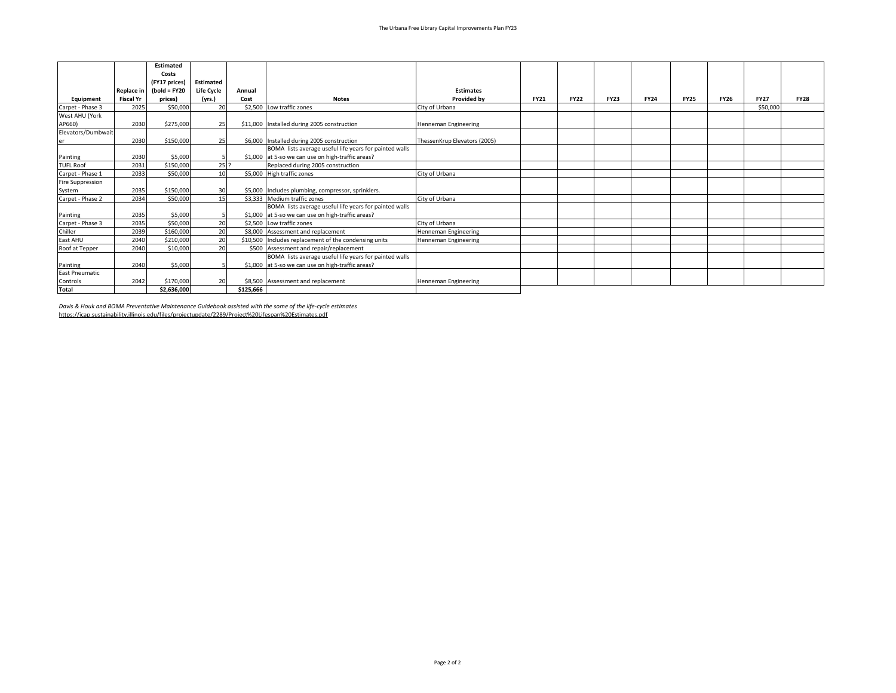| Equipment | Replace in Fiscal Yr | Estimated Costs (FY17 prices) (bold = FY20 prices) | Estimated Life Cycle (yrs.) | Annual Cost | Notes | Estimates Provided by | FY21 | FY22 | FY23 | FY24 | FY25 | FY26 | FY27 | FY28 |
|---|---|---|---|---|---|---|---|---|---|---|---|---|---|---|
| Carpet - Phase 3 | 2025 | $50,000 | 20 | $2,500 | Low traffic zones | City of Urbana | | | | | | | $50,000 | |
| West AHU (York AP660) | 2030 | $275,000 | 25 | $11,000 | Installed during 2005 construction | Henneman Engineering | | | | | | | | |
| Elevators/Dumbwaiter | 2030 | $150,000 | 25 | $6,000 | Installed during 2005 construction | ThessenKrup Elevators (2005) | | | | | | | | |
| Painting | 2030 | $5,000 | 5 | $1,000 | BOMA lists average useful life years for painted walls at 5-so we can use on high-traffic areas? | | | | | | | | | |
| TUFL Roof | 2031 | $150,000 | 25 ? | | Replaced during 2005 construction | | | | | | | | | |
| Carpet - Phase 1 | 2033 | $50,000 | 10 | $5,000 | High traffic zones | City of Urbana | | | | | | | | |
| Fire Suppression System | 2035 | $150,000 | 30 | $5,000 | Includes plumbing, compressor, sprinklers. | | | | | | | | | |
| Carpet - Phase 2 | 2034 | $50,000 | 15 | $3,333 | Medium traffic zones | City of Urbana | | | | | | | | |
| Painting | 2035 | $5,000 | 5 | $1,000 | BOMA lists average useful life years for painted walls at 5-so we can use on high-traffic areas? | | | | | | | | | |
| Carpet - Phase 3 | 2035 | $50,000 | 20 | $2,500 | Low traffic zones | City of Urbana | | | | | | | | |
| Chiller | 2039 | $160,000 | 20 | $8,000 | Assessment and replacement | Henneman Engineering | | | | | | | | |
| East AHU | 2040 | $210,000 | 20 | $10,500 | Includes replacement of the condensing units | Henneman Engineering | | | | | | | | |
| Roof at Tepper | 2040 | $10,000 | 20 | $500 | Assessment and repair/replacement | | | | | | | | | |
| Painting | 2040 | $5,000 | 5 | $1,000 | BOMA lists average useful life years for painted walls at 5-so we can use on high-traffic areas? | | | | | | | | | |
| East Pneumatic Controls | 2042 | $170,000 | 20 | $8,500 | Assessment and replacement | Henneman Engineering | | | | | | | | |
| **Total** | | **$2,636,000** | | **$125,666** | | | | | | | | | | |

*Davis & Houk and BOMA Preventative Maintenance Guidebook assisted with the some of the life-cycle estimates*

https://icap.sustainability.illinois.edu/files/projectupdate/2289/Project%20Lifespan%20Estimates.pdf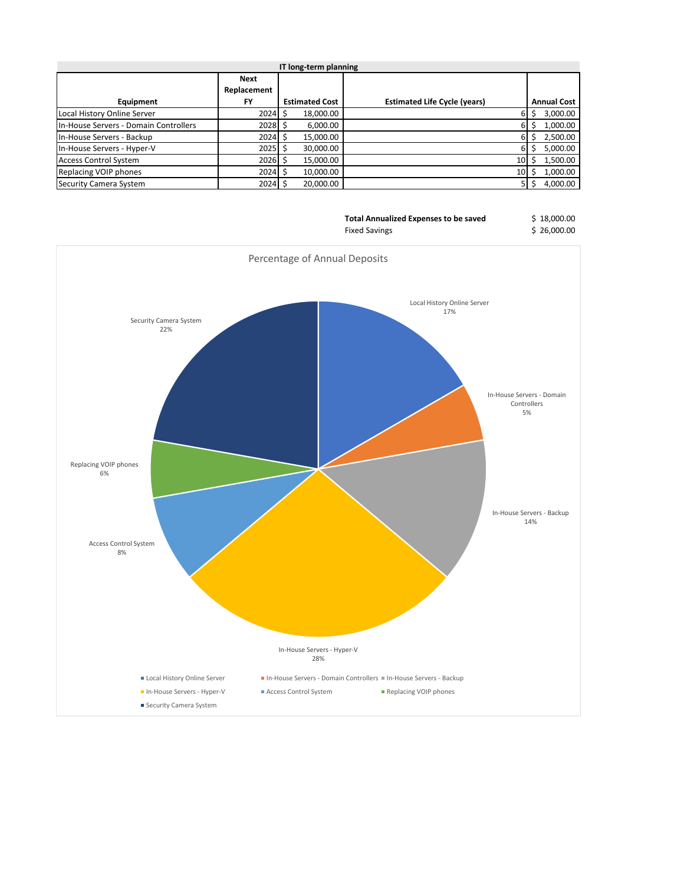## IT long-term planning

| Equipment | Next Replacement FY | Estimated Cost | Estimated Life Cycle (years) | Annual Cost |
|---|---|---|---|---|
| Local History Online Server | 2024 | $ 18,000.00 | 6 | $ 3,000.00 |
| In-House Servers - Domain Controllers | 2028 | $ 6,000.00 | 6 | $ 1,000.00 |
| In-House Servers - Backup | 2024 | $ 15,000.00 | 6 | $ 2,500.00 |
| In-House Servers - Hyper-V | 2025 | $ 30,000.00 | 6 | $ 5,000.00 |
| Access Control System | 2026 | $ 15,000.00 | 10 | $ 1,500.00 |
| Replacing VOIP phones | 2024 | $ 10,000.00 | 10 | $ 1,000.00 |
| Security Camera System | 2024 | $ 20,000.00 | 5 | $ 4,000.00 |

| | |
|---|---|
| **Total Annualized Expenses to be saved** | $ 18,000.00 |
| Fixed Savings | $ 26,000.00 |

### Percentage of Annual Deposits

| Equipment | Percentage |
|---|---|
| Local History Online Server | 17% |
| In-House Servers - Domain Controllers | 5% |
| In-House Servers - Backup | 14% |
| In-House Servers - Hyper-V | 28% |
| Access Control System | 8% |
| Replacing VOIP phones | 6% |
| Security Camera System | 22% |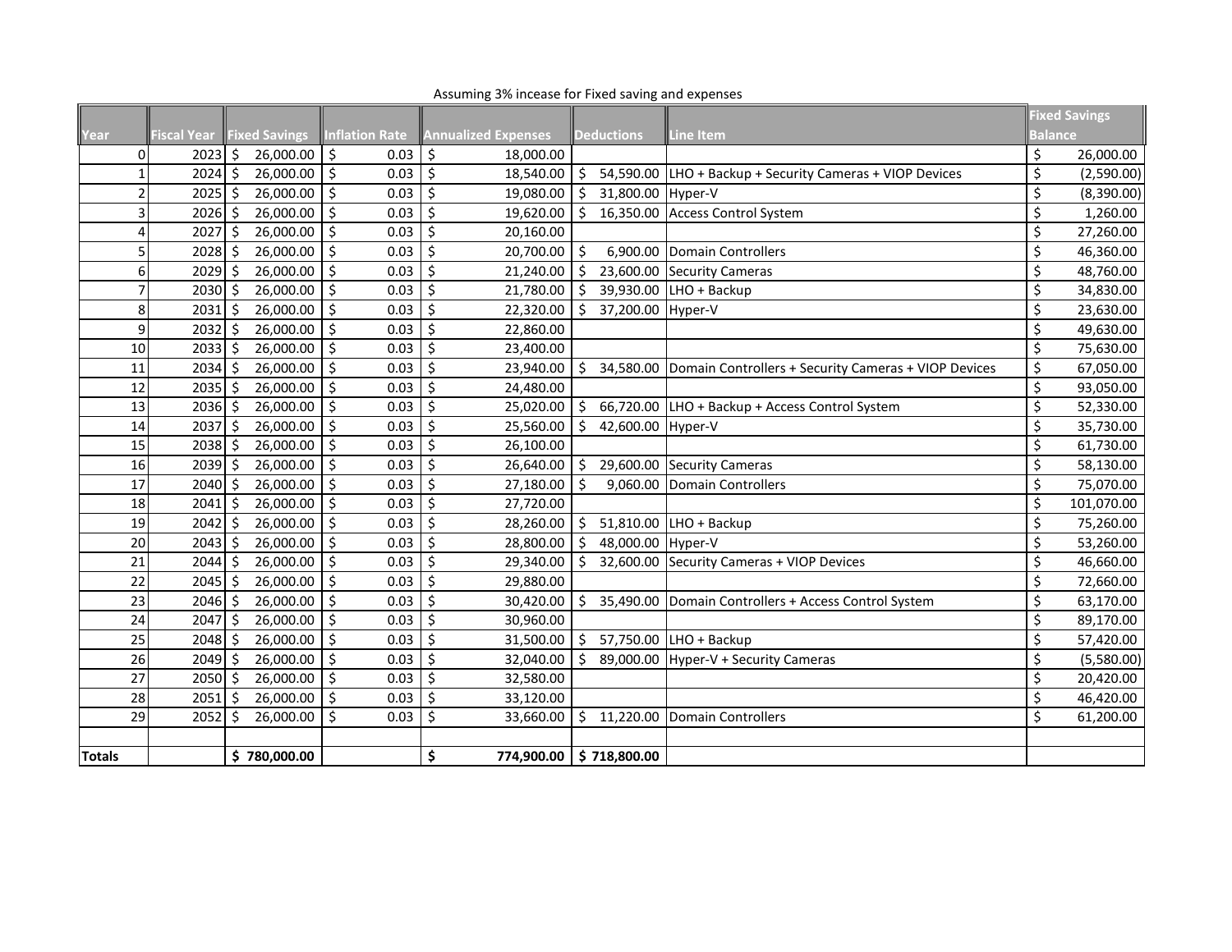Assuming 3% incease for Fixed saving and expenses

| Year | Fiscal Year | Fixed Savings | Inflation Rate | Annualized Expenses | Deductions | Line Item | Fixed Savings Balance |
|---|---|---|---|---|---|---|---|
| 0 | 2023 | $ 26,000.00 | $ 0.03 | $ 18,000.00 | | | $ 26,000.00 |
| 1 | 2024 | $ 26,000.00 | $ 0.03 | $ 18,540.00 | $ 54,590.00 | LHO + Backup + Security Cameras + VIOP Devices | $ (2,590.00) |
| 2 | 2025 | $ 26,000.00 | $ 0.03 | $ 19,080.00 | $ 31,800.00 | Hyper-V | $ (8,390.00) |
| 3 | 2026 | $ 26,000.00 | $ 0.03 | $ 19,620.00 | $ 16,350.00 | Access Control System | $ 1,260.00 |
| 4 | 2027 | $ 26,000.00 | $ 0.03 | $ 20,160.00 | | | $ 27,260.00 |
| 5 | 2028 | $ 26,000.00 | $ 0.03 | $ 20,700.00 | $ 6,900.00 | Domain Controllers | $ 46,360.00 |
| 6 | 2029 | $ 26,000.00 | $ 0.03 | $ 21,240.00 | $ 23,600.00 | Security Cameras | $ 48,760.00 |
| 7 | 2030 | $ 26,000.00 | $ 0.03 | $ 21,780.00 | $ 39,930.00 | LHO + Backup | $ 34,830.00 |
| 8 | 2031 | $ 26,000.00 | $ 0.03 | $ 22,320.00 | $ 37,200.00 | Hyper-V | $ 23,630.00 |
| 9 | 2032 | $ 26,000.00 | $ 0.03 | $ 22,860.00 | | | $ 49,630.00 |
| 10 | 2033 | $ 26,000.00 | $ 0.03 | $ 23,400.00 | | | $ 75,630.00 |
| 11 | 2034 | $ 26,000.00 | $ 0.03 | $ 23,940.00 | $ 34,580.00 | Domain Controllers + Security Cameras + VIOP Devices | $ 67,050.00 |
| 12 | 2035 | $ 26,000.00 | $ 0.03 | $ 24,480.00 | | | $ 93,050.00 |
| 13 | 2036 | $ 26,000.00 | $ 0.03 | $ 25,020.00 | $ 66,720.00 | LHO + Backup + Access Control System | $ 52,330.00 |
| 14 | 2037 | $ 26,000.00 | $ 0.03 | $ 25,560.00 | $ 42,600.00 | Hyper-V | $ 35,730.00 |
| 15 | 2038 | $ 26,000.00 | $ 0.03 | $ 26,100.00 | | | $ 61,730.00 |
| 16 | 2039 | $ 26,000.00 | $ 0.03 | $ 26,640.00 | $ 29,600.00 | Security Cameras | $ 58,130.00 |
| 17 | 2040 | $ 26,000.00 | $ 0.03 | $ 27,180.00 | $ 9,060.00 | Domain Controllers | $ 75,070.00 |
| 18 | 2041 | $ 26,000.00 | $ 0.03 | $ 27,720.00 | | | $ 101,070.00 |
| 19 | 2042 | $ 26,000.00 | $ 0.03 | $ 28,260.00 | $ 51,810.00 | LHO + Backup | $ 75,260.00 |
| 20 | 2043 | $ 26,000.00 | $ 0.03 | $ 28,800.00 | $ 48,000.00 | Hyper-V | $ 53,260.00 |
| 21 | 2044 | $ 26,000.00 | $ 0.03 | $ 29,340.00 | $ 32,600.00 | Security Cameras + VIOP Devices | $ 46,660.00 |
| 22 | 2045 | $ 26,000.00 | $ 0.03 | $ 29,880.00 | | | $ 72,660.00 |
| 23 | 2046 | $ 26,000.00 | $ 0.03 | $ 30,420.00 | $ 35,490.00 | Domain Controllers + Access Control System | $ 63,170.00 |
| 24 | 2047 | $ 26,000.00 | $ 0.03 | $ 30,960.00 | | | $ 89,170.00 |
| 25 | 2048 | $ 26,000.00 | $ 0.03 | $ 31,500.00 | $ 57,750.00 | LHO + Backup | $ 57,420.00 |
| 26 | 2049 | $ 26,000.00 | $ 0.03 | $ 32,040.00 | $ 89,000.00 | Hyper-V + Security Cameras | $ (5,580.00) |
| 27 | 2050 | $ 26,000.00 | $ 0.03 | $ 32,580.00 | | | $ 20,420.00 |
| 28 | 2051 | $ 26,000.00 | $ 0.03 | $ 33,120.00 | | | $ 46,420.00 |
| 29 | 2052 | $ 26,000.00 | $ 0.03 | $ 33,660.00 | $ 11,220.00 | Domain Controllers | $ 61,200.00 |
| | | | | | | | |
| **Totals** | | **$ 780,000.00** | | **$ 774,900.00** | **$ 718,800.00** | | |